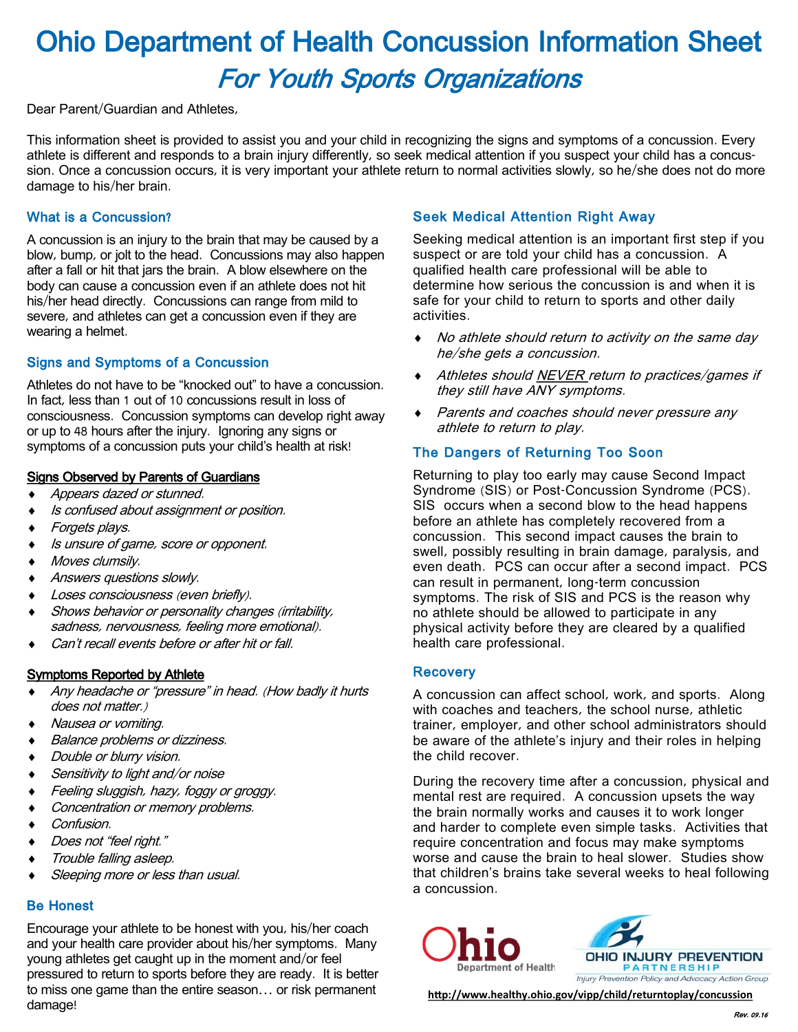# Ohio Department of Health Concussion Information Sheet

## *For Youth Sports Organizations*

Dear Parent/Guardian and Athletes,

This information sheet is provided to assist you and your child in recognizing the signs and symptoms of a concussion. Every athlete is different and responds to a brain injury differently, so seek medical attention if you suspect your child has a concussion. Once a concussion occurs, it is very important your athlete return to normal activities slowly, so he/she does not do more damage to his/her brain.

### What is a Concussion?

A concussion is an injury to the brain that may be caused by a blow, bump, or jolt to the head. Concussions may also happen after a fall or hit that jars the brain. A blow elsewhere on the body can cause a concussion even if an athlete does not hit his/her head directly. Concussions can range from mild to severe, and athletes can get a concussion even if they are wearing a helmet.

### Signs and Symptoms of a Concussion

Athletes do not have to be "knocked out" to have a concussion. In fact, less than 1 out of 10 concussions result in loss of consciousness. Concussion symptoms can develop right away or up to 48 hours after the injury. Ignoring any signs or symptoms of a concussion puts your child's health at risk!

**Signs Observed by Parents of Guardians**

- *Appears dazed or stunned.*
- *Is confused about assignment or position.*
- *Forgets plays.*
- *Is unsure of game, score or opponent.*
- *Moves clumsily.*
- *Answers questions slowly.*
- *Loses consciousness (even briefly).*
- *Shows behavior or personality changes (irritability, sadness, nervousness, feeling more emotional).*
- *Can't recall events before or after hit or fall.*

**Symptoms Reported by Athlete**

- *Any headache or "pressure" in head. (How badly it hurts does not matter.)*
- *Nausea or vomiting.*
- *Balance problems or dizziness.*
- *Double or blurry vision.*
- *Sensitivity to light and/or noise*
- *Feeling sluggish, hazy, foggy or groggy.*
- *Concentration or memory problems.*
- *Confusion.*
- *Does not "feel right."*
- *Trouble falling asleep.*
- *Sleeping more or less than usual.*

### Be Honest

Encourage your athlete to be honest with you, his/her coach and your health care provider about his/her symptoms. Many young athletes get caught up in the moment and/or feel pressured to return to sports before they are ready. It is better to miss one game than the entire season… or risk permanent damage!

### Seek Medical Attention Right Away

Seeking medical attention is an important first step if you suspect or are told your child has a concussion. A qualified health care professional will be able to determine how serious the concussion is and when it is safe for your child to return to sports and other daily activities.

- *No athlete should return to activity on the same day he/she gets a concussion.*
- *Athletes should NEVER return to practices/games if they still have ANY symptoms.*
- *Parents and coaches should never pressure any athlete to return to play.*

### The Dangers of Returning Too Soon

Returning to play too early may cause Second Impact Syndrome (SIS) or Post-Concussion Syndrome (PCS). SIS occurs when a second blow to the head happens before an athlete has completely recovered from a concussion. This second impact causes the brain to swell, possibly resulting in brain damage, paralysis, and even death. PCS can occur after a second impact. PCS can result in permanent, long-term concussion symptoms. The risk of SIS and PCS is the reason why no athlete should be allowed to participate in any physical activity before they are cleared by a qualified health care professional.

### Recovery

A concussion can affect school, work, and sports. Along with coaches and teachers, the school nurse, athletic trainer, employer, and other school administrators should be aware of the athlete's injury and their roles in helping the child recover.

During the recovery time after a concussion, physical and mental rest are required. A concussion upsets the way the brain normally works and causes it to work longer and harder to complete even simple tasks. Activities that require concentration and focus may make symptoms worse and cause the brain to heal slower. Studies show that children's brains take several weeks to heal following a concussion.

Ohio Department of Health

OHIO INJURY PREVENTION PARTNERSHIP
Injury Prevention Policy and Advocacy Action Group

http://www.healthy.ohio.gov/vipp/child/returntoplay/concussion

Rev. 09.16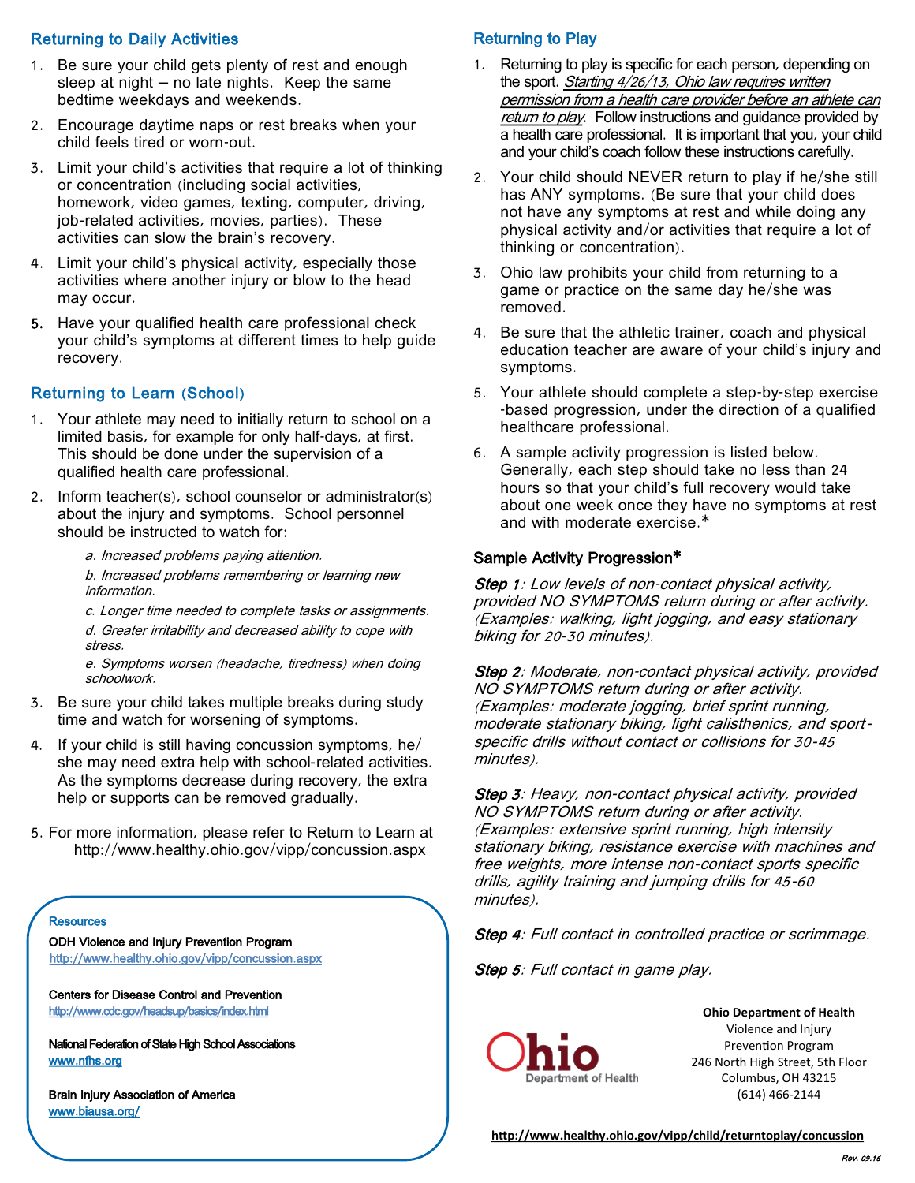## Returning to Daily Activities

1. Be sure your child gets plenty of rest and enough sleep at night – no late nights. Keep the same bedtime weekdays and weekends.
2. Encourage daytime naps or rest breaks when your child feels tired or worn-out.
3. Limit your child's activities that require a lot of thinking or concentration (including social activities, homework, video games, texting, computer, driving, job-related activities, movies, parties). These activities can slow the brain's recovery.
4. Limit your child's physical activity, especially those activities where another injury or blow to the head may occur.
5. Have your qualified health care professional check your child's symptoms at different times to help guide recovery.

## Returning to Learn (School)

1. Your athlete may need to initially return to school on a limited basis, for example for only half-days, at first. This should be done under the supervision of a qualified health care professional.
2. Inform teacher(s), school counselor or administrator(s) about the injury and symptoms. School personnel should be instructed to watch for:

   *a. Increased problems paying attention.*

   *b. Increased problems remembering or learning new information.*

   *c. Longer time needed to complete tasks or assignments.*

   *d. Greater irritability and decreased ability to cope with stress.*

   *e. Symptoms worsen (headache, tiredness) when doing schoolwork.*

3. Be sure your child takes multiple breaks during study time and watch for worsening of symptoms.
4. If your child is still having concussion symptoms, he/she may need extra help with school-related activities. As the symptoms decrease during recovery, the extra help or supports can be removed gradually.
5. For more information, please refer to Return to Learn at http://www.healthy.ohio.gov/vipp/concussion.aspx

### Resources

ODH Violence and Injury Prevention Program
http://www.healthy.ohio.gov/vipp/concussion.aspx

Centers for Disease Control and Prevention
http://www.cdc.gov/headsup/basics/index.html

National Federation of State High School Associations
www.nfhs.org

Brain Injury Association of America
www.biausa.org/

## Returning to Play

1. Returning to play is specific for each person, depending on the sport. *Starting 4/26/13, Ohio law requires written permission from a health care provider before an athlete can return to play*. Follow instructions and guidance provided by a health care professional. It is important that you, your child and your child's coach follow these instructions carefully.
2. Your child should NEVER return to play if he/she still has ANY symptoms. (Be sure that your child does not have any symptoms at rest and while doing any physical activity and/or activities that require a lot of thinking or concentration).
3. Ohio law prohibits your child from returning to a game or practice on the same day he/she was removed.
4. Be sure that the athletic trainer, coach and physical education teacher are aware of your child's injury and symptoms.
5. Your athlete should complete a step-by-step exercise-based progression, under the direction of a qualified healthcare professional.
6. A sample activity progression is listed below. Generally, each step should take no less than 24 hours so that your child's full recovery would take about one week once they have no symptoms at rest and with moderate exercise.*

### Sample Activity Progression*

***Step 1****: Low levels of non-contact physical activity, provided NO SYMPTOMS return during or after activity. (Examples: walking, light jogging, and easy stationary biking for 20-30 minutes).*

***Step 2****: Moderate, non-contact physical activity, provided NO SYMPTOMS return during or after activity. (Examples: moderate jogging, brief sprint running, moderate stationary biking, light calisthenics, and sport-specific drills without contact or collisions for 30-45 minutes).*

***Step 3****: Heavy, non-contact physical activity, provided NO SYMPTOMS return during or after activity. (Examples: extensive sprint running, high intensity stationary biking, resistance exercise with machines and free weights, more intense non-contact sports specific drills, agility training and jumping drills for 45-60 minutes).*

***Step 4****: Full contact in controlled practice or scrimmage.*

***Step 5****: Full contact in game play.*

Ohio Department of Health

**Ohio Department of Health**
Violence and Injury Prevention Program
246 North High Street, 5th Floor
Columbus, OH 43215
(614) 466-2144

**http://www.healthy.ohio.gov/vipp/child/returntoplay/concussion**

*Rev. 09.16*